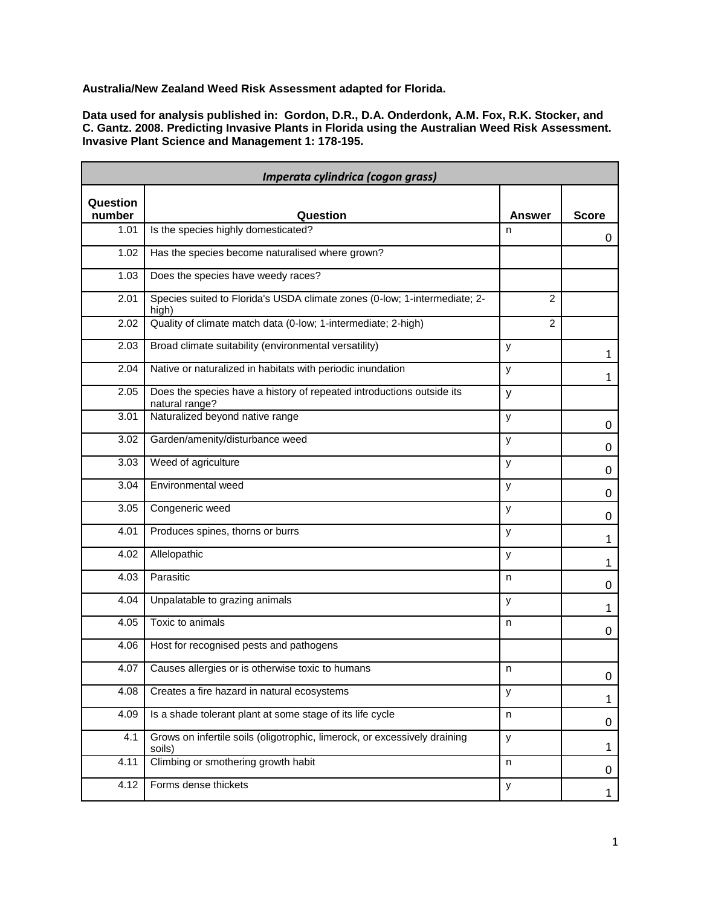**Australia/New Zealand Weed Risk Assessment adapted for Florida.**

**Data used for analysis published in: Gordon, D.R., D.A. Onderdonk, A.M. Fox, R.K. Stocker, and C. Gantz. 2008. Predicting Invasive Plants in Florida using the Australian Weed Risk Assessment. Invasive Plant Science and Management 1: 178-195.**

| *Imperata cylindrica (cogon grass)* | | | |
|---|---|---|---|
| **Question number** | **Question** | **Answer** | **Score** |
| 1.01 | Is the species highly domesticated? | n | 0 |
| 1.02 | Has the species become naturalised where grown? | | |
| 1.03 | Does the species have weedy races? | | |
| 2.01 | Species suited to Florida's USDA climate zones (0-low; 1-intermediate; 2-high) | 2 | |
| 2.02 | Quality of climate match data (0-low; 1-intermediate; 2-high) | 2 | |
| 2.03 | Broad climate suitability (environmental versatility) | y | 1 |
| 2.04 | Native or naturalized in habitats with periodic inundation | y | 1 |
| 2.05 | Does the species have a history of repeated introductions outside its natural range? | y | |
| 3.01 | Naturalized beyond native range | y | 0 |
| 3.02 | Garden/amenity/disturbance weed | y | 0 |
| 3.03 | Weed of agriculture | y | 0 |
| 3.04 | Environmental weed | y | 0 |
| 3.05 | Congeneric weed | y | 0 |
| 4.01 | Produces spines, thorns or burrs | y | 1 |
| 4.02 | Allelopathic | y | 1 |
| 4.03 | Parasitic | n | 0 |
| 4.04 | Unpalatable to grazing animals | y | 1 |
| 4.05 | Toxic to animals | n | 0 |
| 4.06 | Host for recognised pests and pathogens | | |
| 4.07 | Causes allergies or is otherwise toxic to humans | n | 0 |
| 4.08 | Creates a fire hazard in natural ecosystems | y | 1 |
| 4.09 | Is a shade tolerant plant at some stage of its life cycle | n | 0 |
| 4.1 | Grows on infertile soils (oligotrophic, limerock, or excessively draining soils) | y | 1 |
| 4.11 | Climbing or smothering growth habit | n | 0 |
| 4.12 | Forms dense thickets | y | 1 |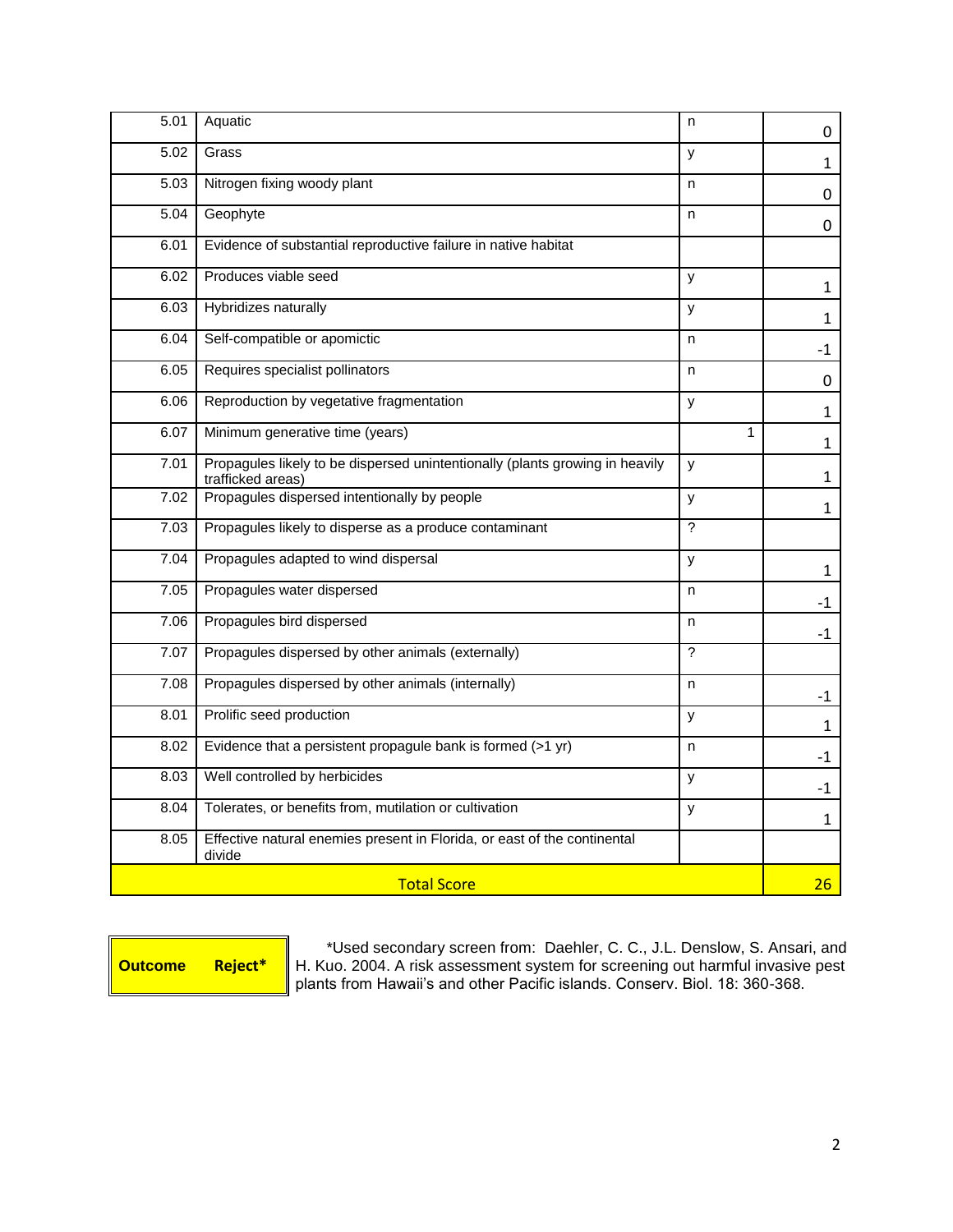| | | | |
|---|---|---|---|
| 5.01 | Aquatic | n | 0 |
| 5.02 | Grass | y | 1 |
| 5.03 | Nitrogen fixing woody plant | n | 0 |
| 5.04 | Geophyte | n | 0 |
| 6.01 | Evidence of substantial reproductive failure in native habitat | | |
| 6.02 | Produces viable seed | y | 1 |
| 6.03 | Hybridizes naturally | y | 1 |
| 6.04 | Self-compatible or apomictic | n | -1 |
| 6.05 | Requires specialist pollinators | n | 0 |
| 6.06 | Reproduction by vegetative fragmentation | y | 1 |
| 6.07 | Minimum generative time (years) | 1 | 1 |
| 7.01 | Propagules likely to be dispersed unintentionally (plants growing in heavily trafficked areas) | y | 1 |
| 7.02 | Propagules dispersed intentionally by people | y | 1 |
| 7.03 | Propagules likely to disperse as a produce contaminant | ? | |
| 7.04 | Propagules adapted to wind dispersal | y | 1 |
| 7.05 | Propagules water dispersed | n | -1 |
| 7.06 | Propagules bird dispersed | n | -1 |
| 7.07 | Propagules dispersed by other animals (externally) | ? | |
| 7.08 | Propagules dispersed by other animals (internally) | n | -1 |
| 8.01 | Prolific seed production | y | 1 |
| 8.02 | Evidence that a persistent propagule bank is formed (>1 yr) | n | -1 |
| 8.03 | Well controlled by herbicides | y | -1 |
| 8.04 | Tolerates, or benefits from, mutilation or cultivation | y | 1 |
| 8.05 | Effective natural enemies present in Florida, or east of the continental divide | | |
| | **Total Score** | | **26** |

| **Outcome** | **Reject*** |
|---|---|

*Used secondary screen from: Daehler, C. C., J.L. Denslow, S. Ansari, and H. Kuo. 2004. A risk assessment system for screening out harmful invasive pest plants from Hawaii's and other Pacific islands. Conserv. Biol. 18: 360-368.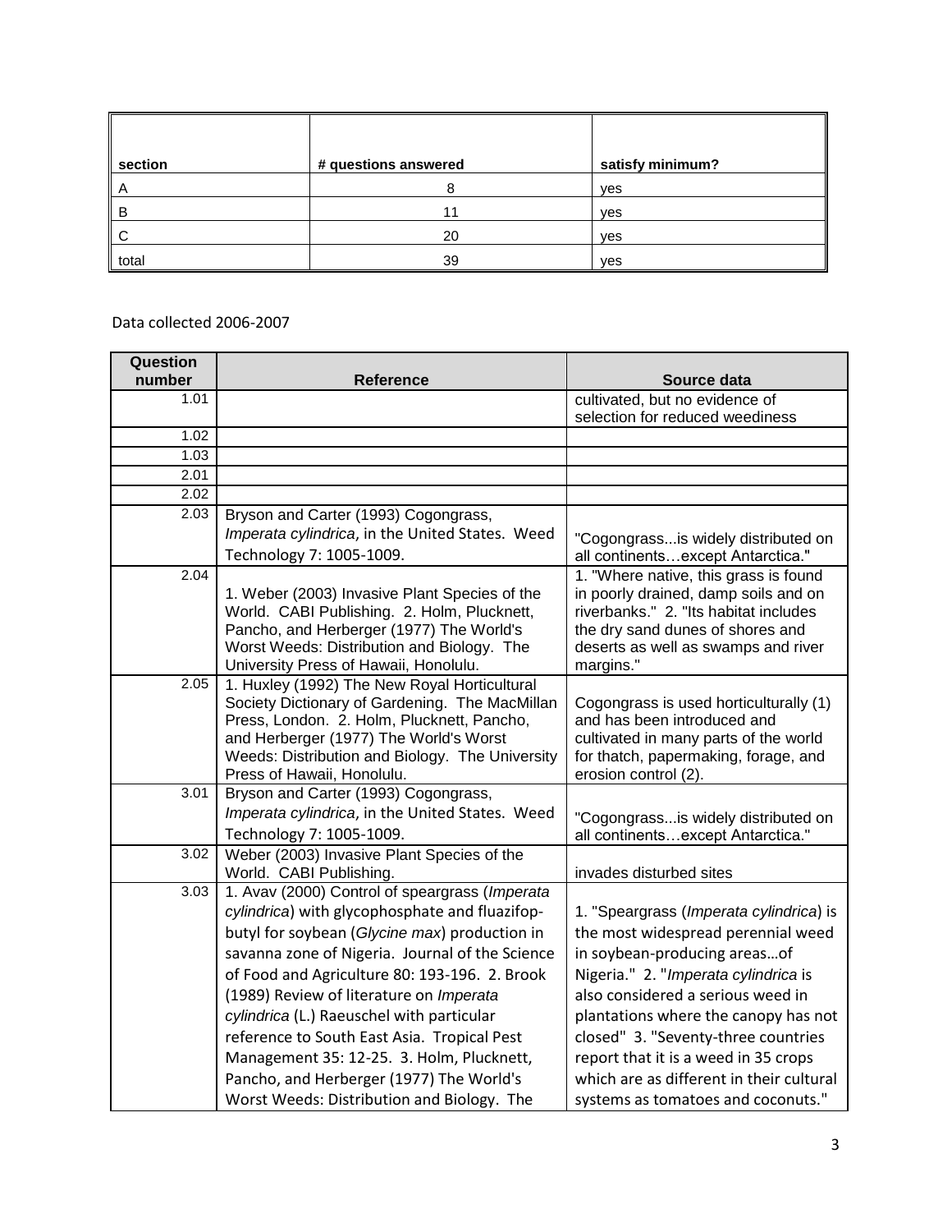| section | # questions answered | satisfy minimum? |
| --- | --- | --- |
| A | 8 | yes |
| B | 11 | yes |
| C | 20 | yes |
| total | 39 | yes |

Data collected 2006-2007

| Question number | Reference | Source data |
| --- | --- | --- |
| 1.01 | | cultivated, but no evidence of selection for reduced weediness |
| 1.02 | | |
| 1.03 | | |
| 2.01 | | |
| 2.02 | | |
| 2.03 | Bryson and Carter (1993) Cogongrass, *Imperata cylindrica*, in the United States. Weed Technology 7: 1005-1009. | "Cogongrass...is widely distributed on all continents…except Antarctica." |
| 2.04 | 1. Weber (2003) Invasive Plant Species of the World. CABI Publishing. 2. Holm, Plucknett, Pancho, and Herberger (1977) The World's Worst Weeds: Distribution and Biology. The University Press of Hawaii, Honolulu. | 1. "Where native, this grass is found in poorly drained, damp soils and on riverbanks." 2. "Its habitat includes the dry sand dunes of shores and deserts as well as swamps and river margins." |
| 2.05 | 1. Huxley (1992) The New Royal Horticultural Society Dictionary of Gardening. The MacMillan Press, London. 2. Holm, Plucknett, Pancho, and Herberger (1977) The World's Worst Weeds: Distribution and Biology. The University Press of Hawaii, Honolulu. | Cogongrass is used horticulturally (1) and has been introduced and cultivated in many parts of the world for thatch, papermaking, forage, and erosion control (2). |
| 3.01 | Bryson and Carter (1993) Cogongrass, *Imperata cylindrica*, in the United States. Weed Technology 7: 1005-1009. | "Cogongrass...is widely distributed on all continents…except Antarctica." |
| 3.02 | Weber (2003) Invasive Plant Species of the World. CABI Publishing. | invades disturbed sites |
| 3.03 | 1. Avav (2000) Control of speargrass (*Imperata cylindrica*) with glycophosphate and fluazifop-butyl for soybean (*Glycine max*) production in savanna zone of Nigeria. Journal of the Science of Food and Agriculture 80: 193-196. 2. Brook (1989) Review of literature on *Imperata cylindrica* (L.) Raeuschel with particular reference to South East Asia. Tropical Pest Management 35: 12-25. 3. Holm, Plucknett, Pancho, and Herberger (1977) The World's Worst Weeds: Distribution and Biology. The | 1. "Speargrass (*Imperata cylindrica*) is the most widespread perennial weed in soybean-producing areas…of Nigeria." 2. "*Imperata cylindrica* is also considered a serious weed in plantations where the canopy has not closed" 3. "Seventy-three countries report that it is a weed in 35 crops which are as different in their cultural systems as tomatoes and coconuts." |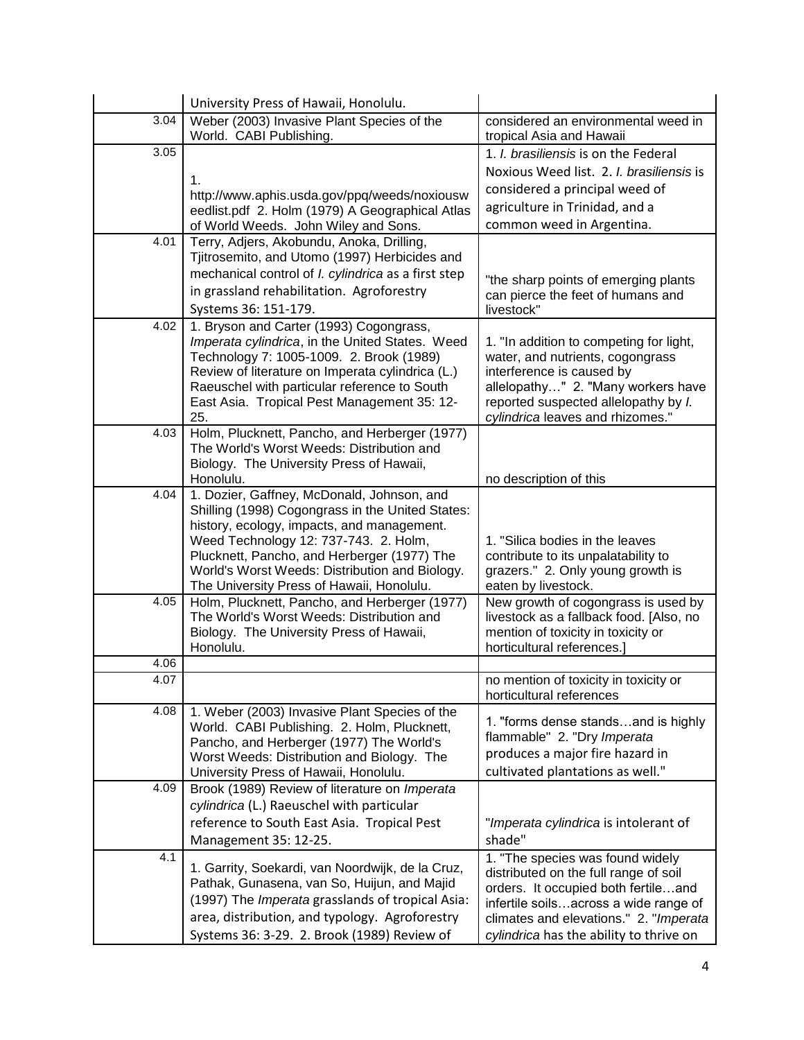| | | |
|---|---|---|
| | University Press of Hawaii, Honolulu. | |
| 3.04 | Weber (2003) Invasive Plant Species of the World. CABI Publishing. | considered an environmental weed in tropical Asia and Hawaii |
| 3.05 | 1. http://www.aphis.usda.gov/ppq/weeds/noxiousweedlist.pdf 2. Holm (1979) A Geographical Atlas of World Weeds. John Wiley and Sons. | 1. *I. brasiliensis* is on the Federal Noxious Weed list. 2. *I. brasiliensis* is considered a principal weed of agriculture in Trinidad, and a common weed in Argentina. |
| 4.01 | Terry, Adjers, Akobundu, Anoka, Drilling, Tjitrosemito, and Utomo (1997) Herbicides and mechanical control of *I. cylindrica* as a first step in grassland rehabilitation. Agroforestry Systems 36: 151-179. | "the sharp points of emerging plants can pierce the feet of humans and livestock" |
| 4.02 | 1. Bryson and Carter (1993) Cogongrass, *Imperata cylindrica*, in the United States. Weed Technology 7: 1005-1009. 2. Brook (1989) Review of literature on Imperata cylindrica (L.) Raeuschel with particular reference to South East Asia. Tropical Pest Management 35: 12-25. | 1. "In addition to competing for light, water, and nutrients, cogongrass interference is caused by allelopathy…" 2. "Many workers have reported suspected allelopathy by *I. cylindrica* leaves and rhizomes." |
| 4.03 | Holm, Plucknett, Pancho, and Herberger (1977) The World's Worst Weeds: Distribution and Biology. The University Press of Hawaii, Honolulu. | no description of this |
| 4.04 | 1. Dozier, Gaffney, McDonald, Johnson, and Shilling (1998) Cogongrass in the United States: history, ecology, impacts, and management. Weed Technology 12: 737-743. 2. Holm, Plucknett, Pancho, and Herberger (1977) The World's Worst Weeds: Distribution and Biology. The University Press of Hawaii, Honolulu. | 1. "Silica bodies in the leaves contribute to its unpalatability to grazers." 2. Only young growth is eaten by livestock. |
| 4.05 | Holm, Plucknett, Pancho, and Herberger (1977) The World's Worst Weeds: Distribution and Biology. The University Press of Hawaii, Honolulu. | New growth of cogongrass is used by livestock as a fallback food. [Also, no mention of toxicity in toxicity or horticultural references.] |
| 4.06 | | |
| 4.07 | | no mention of toxicity in toxicity or horticultural references |
| 4.08 | 1. Weber (2003) Invasive Plant Species of the World. CABI Publishing. 2. Holm, Plucknett, Pancho, and Herberger (1977) The World's Worst Weeds: Distribution and Biology. The University Press of Hawaii, Honolulu. | 1. "forms dense stands…and is highly flammable" 2. "Dry *Imperata* produces a major fire hazard in cultivated plantations as well." |
| 4.09 | Brook (1989) Review of literature on *Imperata cylindrica* (L.) Raeuschel with particular reference to South East Asia. Tropical Pest Management 35: 12-25. | "*Imperata cylindrica* is intolerant of shade" |
| 4.1 | 1. Garrity, Soekardi, van Noordwijk, de la Cruz, Pathak, Gunasena, van So, Huijun, and Majid (1997) The *Imperata* grasslands of tropical Asia: area, distribution, and typology. Agroforestry Systems 36: 3-29. 2. Brook (1989) Review of | 1. "The species was found widely distributed on the full range of soil orders. It occupied both fertile…and infertile soils…across a wide range of climates and elevations." 2. "*Imperata cylindrica* has the ability to thrive on |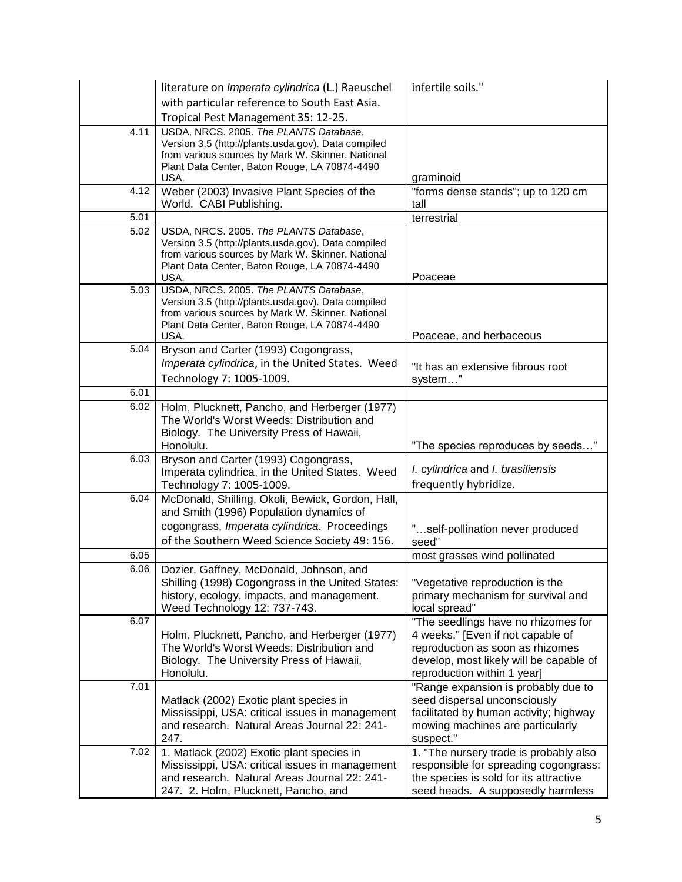| | | |
|---|---|---|
| | literature on *Imperata cylindrica* (L.) Raeuschel with particular reference to South East Asia. Tropical Pest Management 35: 12-25. | infertile soils." |
| 4.11 | USDA, NRCS. 2005. *The PLANTS Database*, Version 3.5 (http://plants.usda.gov). Data compiled from various sources by Mark W. Skinner. National Plant Data Center, Baton Rouge, LA 70874-4490 USA. | graminoid |
| 4.12 | Weber (2003) Invasive Plant Species of the World. CABI Publishing. | "forms dense stands"; up to 120 cm tall |
| 5.01 | | terrestrial |
| 5.02 | USDA, NRCS. 2005. *The PLANTS Database*, Version 3.5 (http://plants.usda.gov). Data compiled from various sources by Mark W. Skinner. National Plant Data Center, Baton Rouge, LA 70874-4490 USA. | Poaceae |
| 5.03 | USDA, NRCS. 2005. *The PLANTS Database*, Version 3.5 (http://plants.usda.gov). Data compiled from various sources by Mark W. Skinner. National Plant Data Center, Baton Rouge, LA 70874-4490 USA. | Poaceae, and herbaceous |
| 5.04 | Bryson and Carter (1993) Cogongrass, *Imperata cylindrica,* in the United States. Weed Technology 7: 1005-1009. | "It has an extensive fibrous root system…" |
| 6.01 | | |
| 6.02 | Holm, Plucknett, Pancho, and Herberger (1977) The World's Worst Weeds: Distribution and Biology. The University Press of Hawaii, Honolulu. | "The species reproduces by seeds…" |
| 6.03 | Bryson and Carter (1993) Cogongrass, Imperata cylindrica, in the United States. Weed Technology 7: 1005-1009. | *I. cylindrica* and *I. brasiliensis* frequently hybridize. |
| 6.04 | McDonald, Shilling, Okoli, Bewick, Gordon, Hall, and Smith (1996) Population dynamics of cogongrass, *Imperata cylindrica*. Proceedings of the Southern Weed Science Society 49: 156. | "…self-pollination never produced seed" |
| 6.05 | | most grasses wind pollinated |
| 6.06 | Dozier, Gaffney, McDonald, Johnson, and Shilling (1998) Cogongrass in the United States: history, ecology, impacts, and management. Weed Technology 12: 737-743. | "Vegetative reproduction is the primary mechanism for survival and local spread" |
| 6.07 | Holm, Plucknett, Pancho, and Herberger (1977) The World's Worst Weeds: Distribution and Biology. The University Press of Hawaii, Honolulu. | "The seedlings have no rhizomes for 4 weeks." [Even if not capable of reproduction as soon as rhizomes develop, most likely will be capable of reproduction within 1 year] |
| 7.01 | Matlack (2002) Exotic plant species in Mississippi, USA: critical issues in management and research. Natural Areas Journal 22: 241-247. | "Range expansion is probably due to seed dispersal unconsciously facilitated by human activity; highway mowing machines are particularly suspect." |
| 7.02 | 1. Matlack (2002) Exotic plant species in Mississippi, USA: critical issues in management and research. Natural Areas Journal 22: 241-247. 2. Holm, Plucknett, Pancho, and | 1. "The nursery trade is probably also responsible for spreading cogongrass: the species is sold for its attractive seed heads. A supposedly harmless |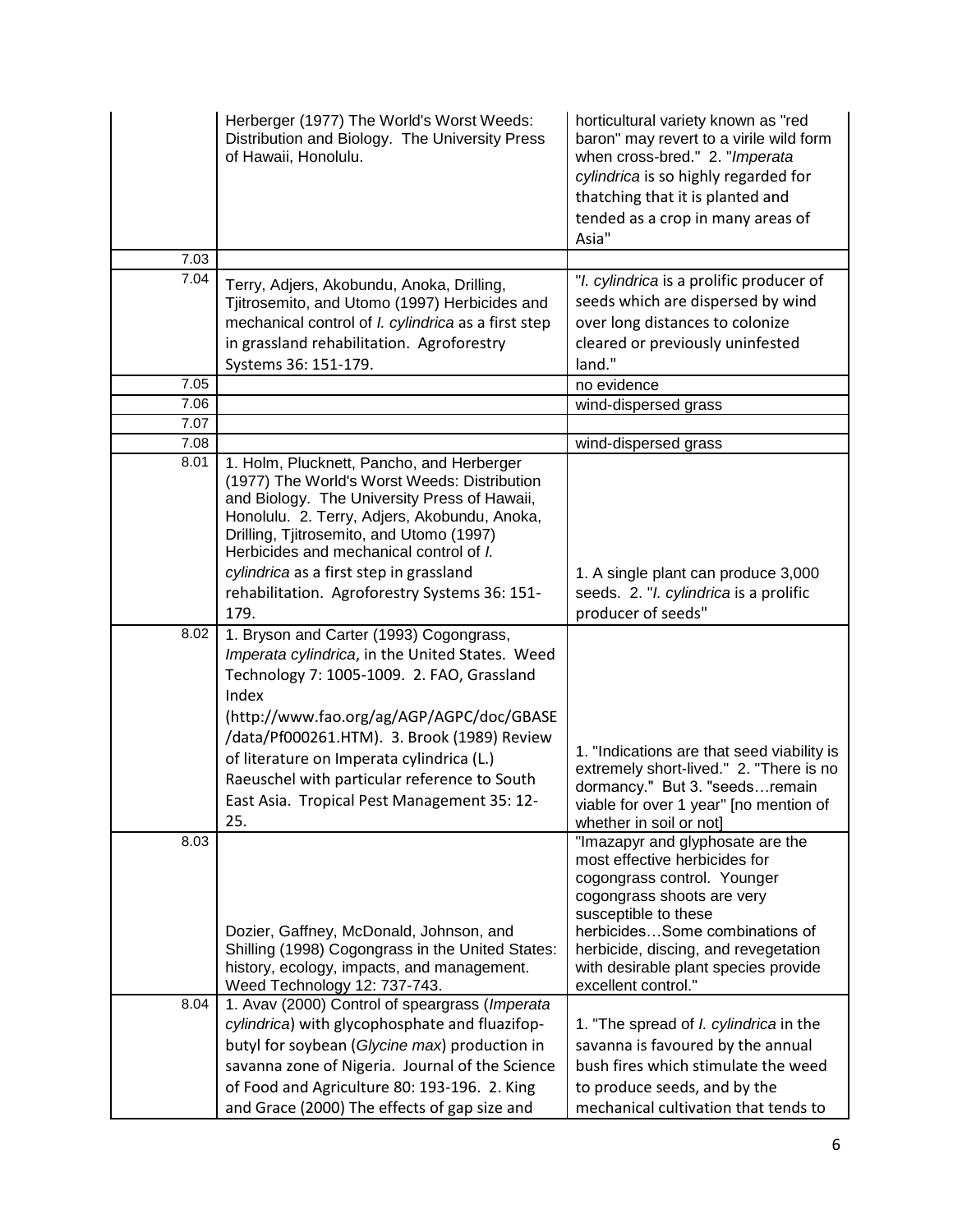|  |  |  |
|---|---|---|
|  | Herberger (1977) The World's Worst Weeds: Distribution and Biology. The University Press of Hawaii, Honolulu. | horticultural variety known as "red baron" may revert to a virile wild form when cross-bred." 2. "*Imperata cylindrica* is so highly regarded for thatching that it is planted and tended as a crop in many areas of Asia" |
| 7.03 |  |  |
| 7.04 | Terry, Adjers, Akobundu, Anoka, Drilling, Tjitrosemito, and Utomo (1997) Herbicides and mechanical control of *I. cylindrica* as a first step in grassland rehabilitation. Agroforestry Systems 36: 151-179. | "*I. cylindrica* is a prolific producer of seeds which are dispersed by wind over long distances to colonize cleared or previously uninfested land." |
| 7.05 |  | no evidence |
| 7.06 |  | wind-dispersed grass |
| 7.07 |  |  |
| 7.08 |  | wind-dispersed grass |
| 8.01 | 1. Holm, Plucknett, Pancho, and Herberger (1977) The World's Worst Weeds: Distribution and Biology. The University Press of Hawaii, Honolulu. 2. Terry, Adjers, Akobundu, Anoka, Drilling, Tjitrosemito, and Utomo (1997) Herbicides and mechanical control of *I. cylindrica* as a first step in grassland rehabilitation. Agroforestry Systems 36: 151-179. | 1. A single plant can produce 3,000 seeds. 2. "*I. cylindrica* is a prolific producer of seeds" |
| 8.02 | 1. Bryson and Carter (1993) Cogongrass, *Imperata cylindrica*, in the United States. Weed Technology 7: 1005-1009. 2. FAO, Grassland Index (http://www.fao.org/ag/AGP/AGPC/doc/GBASE/data/Pf000261.HTM). 3. Brook (1989) Review of literature on Imperata cylindrica (L.) Raeuschel with particular reference to South East Asia. Tropical Pest Management 35: 12-25. | 1. "Indications are that seed viability is extremely short-lived." 2. "There is no dormancy." But 3. "seeds…remain viable for over 1 year" [no mention of whether in soil or not] |
| 8.03 | Dozier, Gaffney, McDonald, Johnson, and Shilling (1998) Cogongrass in the United States: history, ecology, impacts, and management. Weed Technology 12: 737-743. | "Imazapyr and glyphosate are the most effective herbicides for cogongrass control. Younger cogongrass shoots are very susceptible to these herbicides…Some combinations of herbicide, discing, and revegetation with desirable plant species provide excellent control." |
| 8.04 | 1. Avav (2000) Control of speargrass (*Imperata cylindrica*) with glycophosphate and fluazifop-butyl for soybean (*Glycine max*) production in savanna zone of Nigeria. Journal of the Science of Food and Agriculture 80: 193-196. 2. King and Grace (2000) The effects of gap size and | 1. "The spread of *I. cylindrica* in the savanna is favoured by the annual bush fires which stimulate the weed to produce seeds, and by the mechanical cultivation that tends to |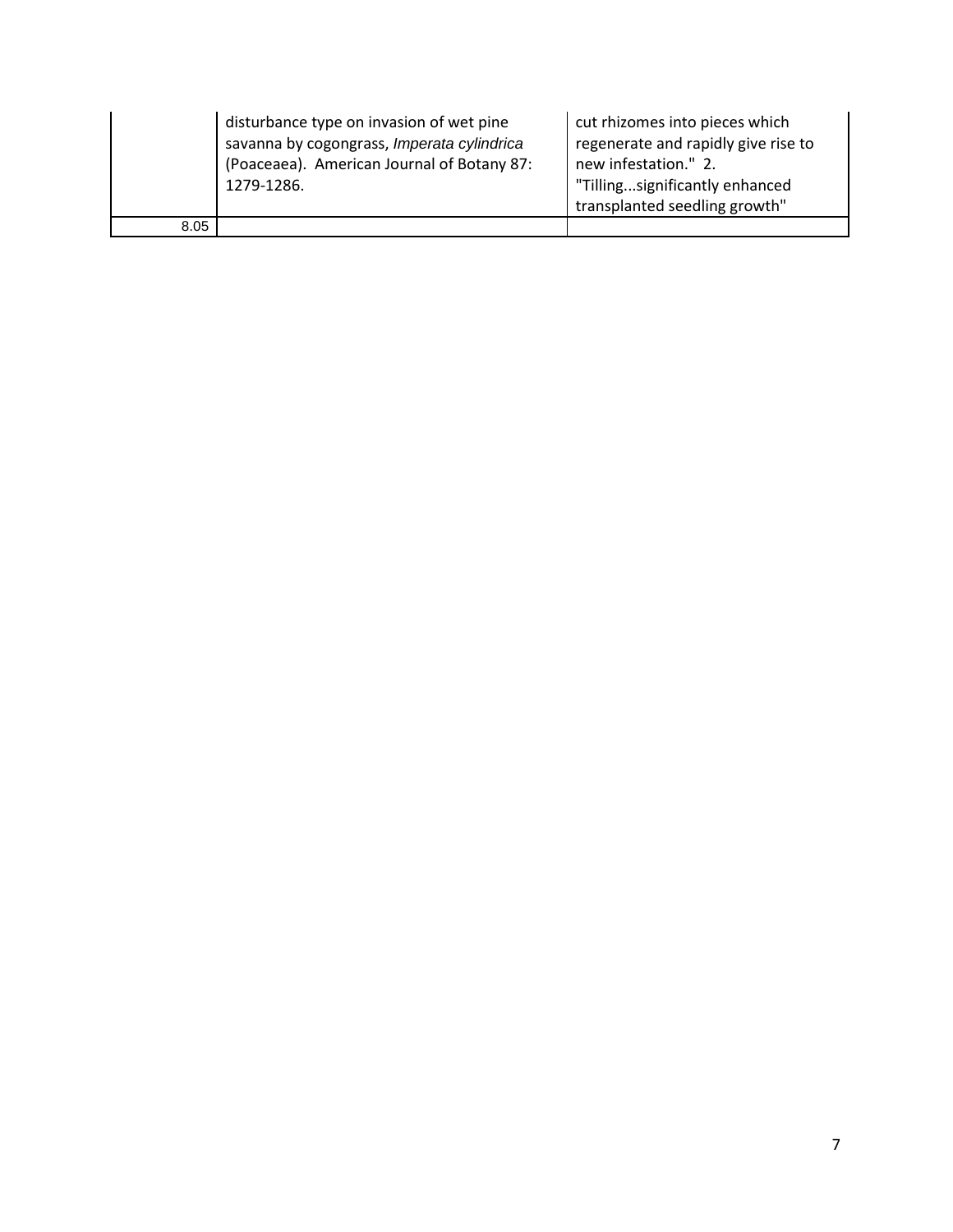| | | |
|---|---|---|
| | disturbance type on invasion of wet pine savanna by cogongrass, *Imperata cylindrica* (Poaceaea). American Journal of Botany 87: 1279-1286. | cut rhizomes into pieces which regenerate and rapidly give rise to new infestation." 2. "Tilling...significantly enhanced transplanted seedling growth" |
| 8.05 | | |